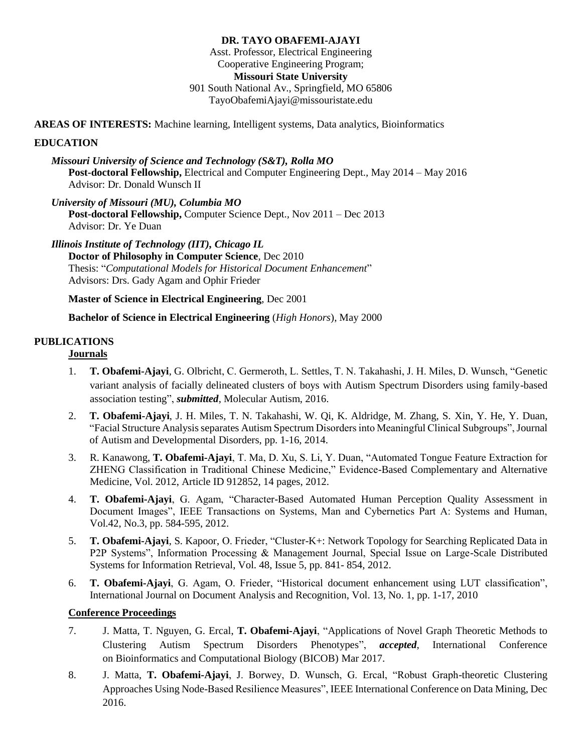**DR. TAYO OBAFEMI-AJAYI**

Asst. Professor, Electrical Engineering
Cooperative Engineering Program;
**Missouri State University**
901 South National Av., Springfield, MO 65806
TayoObafemiAjayi@missouristate.edu

**AREAS OF INTERESTS:** Machine learning, Intelligent systems, Data analytics, Bioinformatics

## EDUCATION

***Missouri University of Science and Technology (S&T), Rolla MO***
**Post-doctoral Fellowship,** Electrical and Computer Engineering Dept., May 2014 – May 2016
Advisor: Dr. Donald Wunsch II

***University of Missouri (MU), Columbia MO***
**Post-doctoral Fellowship,** Computer Science Dept., Nov 2011 – Dec 2013
Advisor: Dr. Ye Duan

***Illinois Institute of Technology (IIT), Chicago IL***
**Doctor of Philosophy in Computer Science**, Dec 2010
Thesis: "*Computational Models for Historical Document Enhancement*"
Advisors: Drs. Gady Agam and Ophir Frieder

**Master of Science in Electrical Engineering**, Dec 2001

**Bachelor of Science in Electrical Engineering** (*High Honors*), May 2000

## PUBLICATIONS

### Journals

1. **T. Obafemi-Ajayi**, G. Olbricht, C. Germeroth, L. Settles, T. N. Takahashi, J. H. Miles, D. Wunsch, "Genetic variant analysis of facially delineated clusters of boys with Autism Spectrum Disorders using family-based association testing", ***submitted***, Molecular Autism, 2016.
2. **T. Obafemi-Ajayi**, J. H. Miles, T. N. Takahashi, W. Qi, K. Aldridge, M. Zhang, S. Xin, Y. He, Y. Duan, "Facial Structure Analysis separates Autism Spectrum Disorders into Meaningful Clinical Subgroups", Journal of Autism and Developmental Disorders, pp. 1-16, 2014.
3. R. Kanawong, **T. Obafemi-Ajayi**, T. Ma, D. Xu, S. Li, Y. Duan, "Automated Tongue Feature Extraction for ZHENG Classification in Traditional Chinese Medicine," Evidence-Based Complementary and Alternative Medicine, Vol. 2012, Article ID 912852, 14 pages, 2012.
4. **T. Obafemi-Ajayi**, G. Agam, "Character-Based Automated Human Perception Quality Assessment in Document Images", IEEE Transactions on Systems, Man and Cybernetics Part A: Systems and Human, Vol.42, No.3, pp. 584-595, 2012.
5. **T. Obafemi-Ajayi**, S. Kapoor, O. Frieder, "Cluster-K+: Network Topology for Searching Replicated Data in P2P Systems", Information Processing & Management Journal, Special Issue on Large-Scale Distributed Systems for Information Retrieval, Vol. 48, Issue 5, pp. 841- 854, 2012.
6. **T. Obafemi-Ajayi**, G. Agam, O. Frieder, "Historical document enhancement using LUT classification", International Journal on Document Analysis and Recognition, Vol. 13, No. 1, pp. 1-17, 2010

### Conference Proceedings

7. J. Matta, T. Nguyen, G. Ercal, **T. Obafemi-Ajayi**, "Applications of Novel Graph Theoretic Methods to Clustering Autism Spectrum Disorders Phenotypes", ***accepted***, International Conference on Bioinformatics and Computational Biology (BICOB) Mar 2017.
8. J. Matta, **T. Obafemi-Ajayi**, J. Borwey, D. Wunsch, G. Ercal, "Robust Graph-theoretic Clustering Approaches Using Node-Based Resilience Measures", IEEE International Conference on Data Mining, Dec 2016.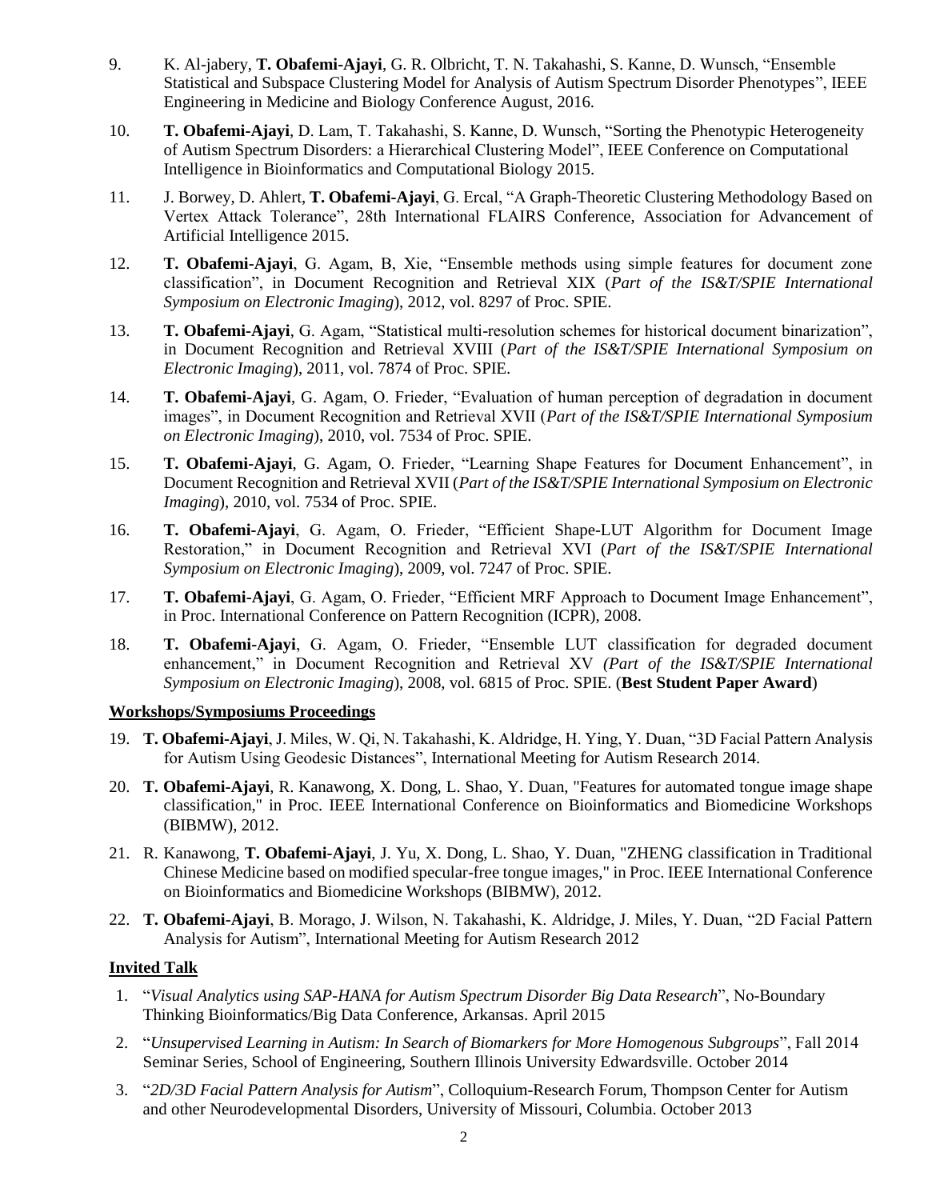9. K. Al-jabery, **T. Obafemi-Ajayi**, G. R. Olbricht, T. N. Takahashi, S. Kanne, D. Wunsch, "Ensemble Statistical and Subspace Clustering Model for Analysis of Autism Spectrum Disorder Phenotypes", IEEE Engineering in Medicine and Biology Conference August, 2016.

10. **T. Obafemi-Ajayi**, D. Lam, T. Takahashi, S. Kanne, D. Wunsch, "Sorting the Phenotypic Heterogeneity of Autism Spectrum Disorders: a Hierarchical Clustering Model", IEEE Conference on Computational Intelligence in Bioinformatics and Computational Biology 2015.

11. J. Borwey, D. Ahlert, **T. Obafemi-Ajayi**, G. Ercal, "A Graph-Theoretic Clustering Methodology Based on Vertex Attack Tolerance", 28th International FLAIRS Conference, Association for Advancement of Artificial Intelligence 2015.

12. **T. Obafemi-Ajayi**, G. Agam, B, Xie, "Ensemble methods using simple features for document zone classification", in Document Recognition and Retrieval XIX (*Part of the IS&T/SPIE International Symposium on Electronic Imaging*), 2012, vol. 8297 of Proc. SPIE.

13. **T. Obafemi-Ajayi**, G. Agam, "Statistical multi-resolution schemes for historical document binarization", in Document Recognition and Retrieval XVIII (*Part of the IS&T/SPIE International Symposium on Electronic Imaging*), 2011, vol. 7874 of Proc. SPIE.

14. **T. Obafemi-Ajayi**, G. Agam, O. Frieder, "Evaluation of human perception of degradation in document images", in Document Recognition and Retrieval XVII (*Part of the IS&T/SPIE International Symposium on Electronic Imaging*), 2010, vol. 7534 of Proc. SPIE.

15. **T. Obafemi-Ajayi**, G. Agam, O. Frieder, "Learning Shape Features for Document Enhancement", in Document Recognition and Retrieval XVII (*Part of the IS&T/SPIE International Symposium on Electronic Imaging*), 2010, vol. 7534 of Proc. SPIE.

16. **T. Obafemi-Ajayi**, G. Agam, O. Frieder, "Efficient Shape-LUT Algorithm for Document Image Restoration," in Document Recognition and Retrieval XVI (*Part of the IS&T/SPIE International Symposium on Electronic Imaging*), 2009, vol. 7247 of Proc. SPIE.

17. **T. Obafemi-Ajayi**, G. Agam, O. Frieder, "Efficient MRF Approach to Document Image Enhancement", in Proc. International Conference on Pattern Recognition (ICPR), 2008.

18. **T. Obafemi-Ajayi**, G. Agam, O. Frieder, "Ensemble LUT classification for degraded document enhancement," in Document Recognition and Retrieval XV *(Part of the IS&T/SPIE International Symposium on Electronic Imaging*), 2008, vol. 6815 of Proc. SPIE. (**Best Student Paper Award**)

**Workshops/Symposiums Proceedings**

19. **T. Obafemi-Ajayi**, J. Miles, W. Qi, N. Takahashi, K. Aldridge, H. Ying, Y. Duan, "3D Facial Pattern Analysis for Autism Using Geodesic Distances", International Meeting for Autism Research 2014.

20. **T. Obafemi-Ajayi**, R. Kanawong, X. Dong, L. Shao, Y. Duan, "Features for automated tongue image shape classification," in Proc. IEEE International Conference on Bioinformatics and Biomedicine Workshops (BIBMW), 2012.

21. R. Kanawong, **T. Obafemi-Ajayi**, J. Yu, X. Dong, L. Shao, Y. Duan, "ZHENG classification in Traditional Chinese Medicine based on modified specular-free tongue images," in Proc. IEEE International Conference on Bioinformatics and Biomedicine Workshops (BIBMW), 2012.

22. **T. Obafemi-Ajayi**, B. Morago, J. Wilson, N. Takahashi, K. Aldridge, J. Miles, Y. Duan, "2D Facial Pattern Analysis for Autism", International Meeting for Autism Research 2012

**Invited Talk**

1. "*Visual Analytics using SAP-HANA for Autism Spectrum Disorder Big Data Research*", No-Boundary Thinking Bioinformatics/Big Data Conference, Arkansas. April 2015
2. "*Unsupervised Learning in Autism: In Search of Biomarkers for More Homogenous Subgroups*", Fall 2014 Seminar Series, School of Engineering, Southern Illinois University Edwardsville. October 2014
3. "*2D/3D Facial Pattern Analysis for Autism*", Colloquium-Research Forum, Thompson Center for Autism and other Neurodevelopmental Disorders, University of Missouri, Columbia. October 2013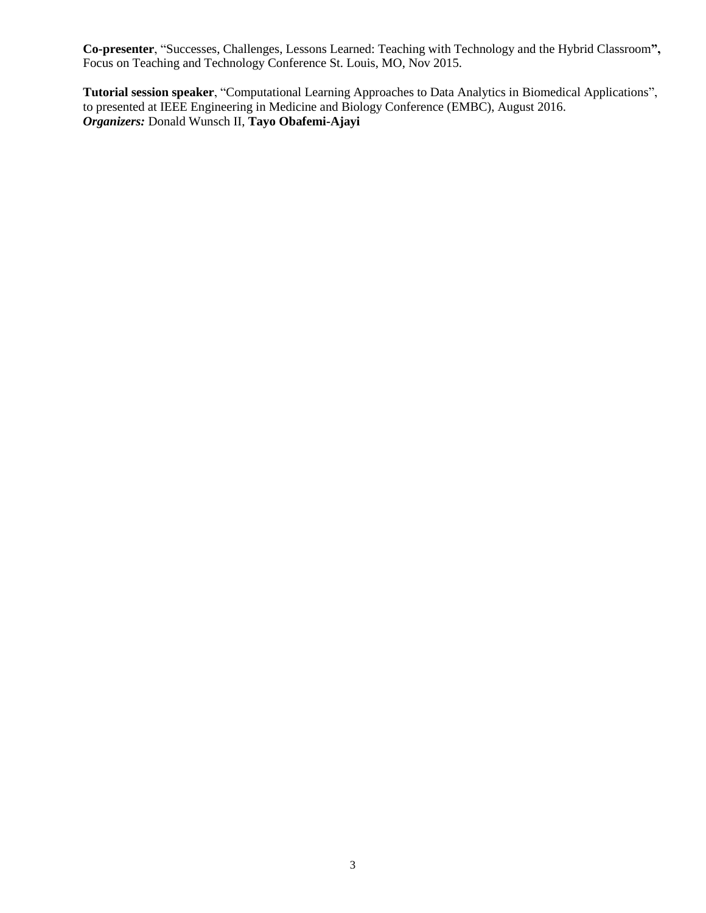**Co-presenter**, "Successes, Challenges, Lessons Learned: Teaching with Technology and the Hybrid Classroom**",** Focus on Teaching and Technology Conference St. Louis, MO, Nov 2015.

**Tutorial session speaker**, "Computational Learning Approaches to Data Analytics in Biomedical Applications", to presented at IEEE Engineering in Medicine and Biology Conference (EMBC), August 2016.
***Organizers:*** Donald Wunsch II, **Tayo Obafemi-Ajayi**